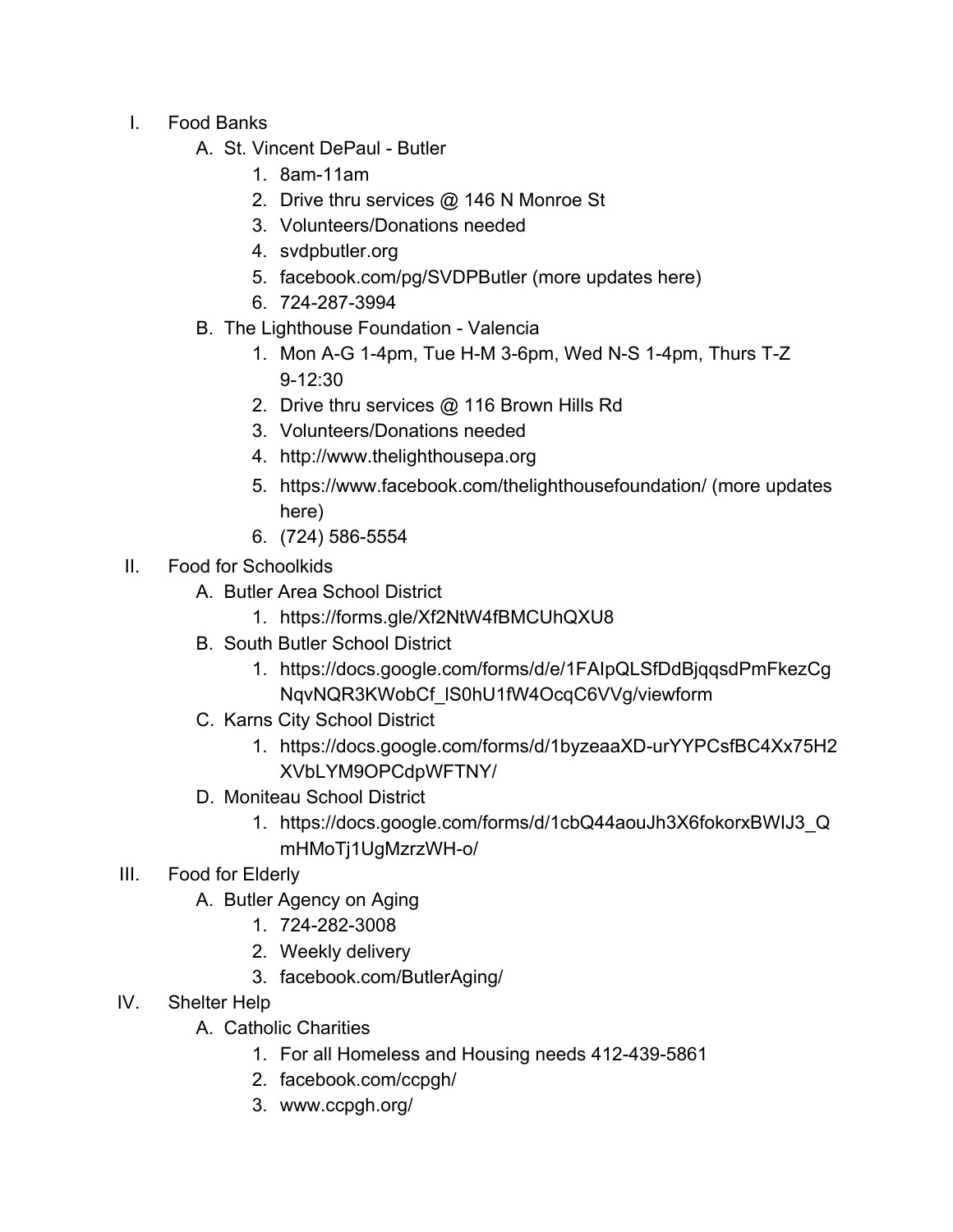I. Food Banks
   A. St. Vincent DePaul - Butler
      1. 8am-11am
      2. Drive thru services @ 146 N Monroe St
      3. Volunteers/Donations needed
      4. svdpbutler.org
      5. facebook.com/pg/SVDPButler (more updates here)
      6. 724-287-3994
   B. The Lighthouse Foundation - Valencia
      1. Mon A-G 1-4pm, Tue H-M 3-6pm, Wed N-S 1-4pm, Thurs T-Z 9-12:30
      2. Drive thru services @ 116 Brown Hills Rd
      3. Volunteers/Donations needed
      4. http://www.thelighthousepa.org
      5. https://www.facebook.com/thelighthousefoundation/ (more updates here)
      6. (724) 586-5554

II. Food for Schoolkids
   A. Butler Area School District
      1. https://forms.gle/Xf2NtW4fBMCUhQXU8
   B. South Butler School District
      1. https://docs.google.com/forms/d/e/1FAIpQLSfDdBjqqsdPmFkezCgNqvNQR3KWobCf_lS0hU1fW4OcqC6VVg/viewform
   C. Karns City School District
      1. https://docs.google.com/forms/d/1byzeaaXD-urYYPCsfBC4Xx75H2XVbLYM9OPCdpWFTNY/
   D. Moniteau School District
      1. https://docs.google.com/forms/d/1cbQ44aouJh3X6fokorxBWIJ3_QmHMoTj1UgMzrzWH-o/

III. Food for Elderly
   A. Butler Agency on Aging
      1. 724-282-3008
      2. Weekly delivery
      3. facebook.com/ButlerAging/

IV. Shelter Help
   A. Catholic Charities
      1. For all Homeless and Housing needs 412-439-5861
      2. facebook.com/ccpgh/
      3. www.ccpgh.org/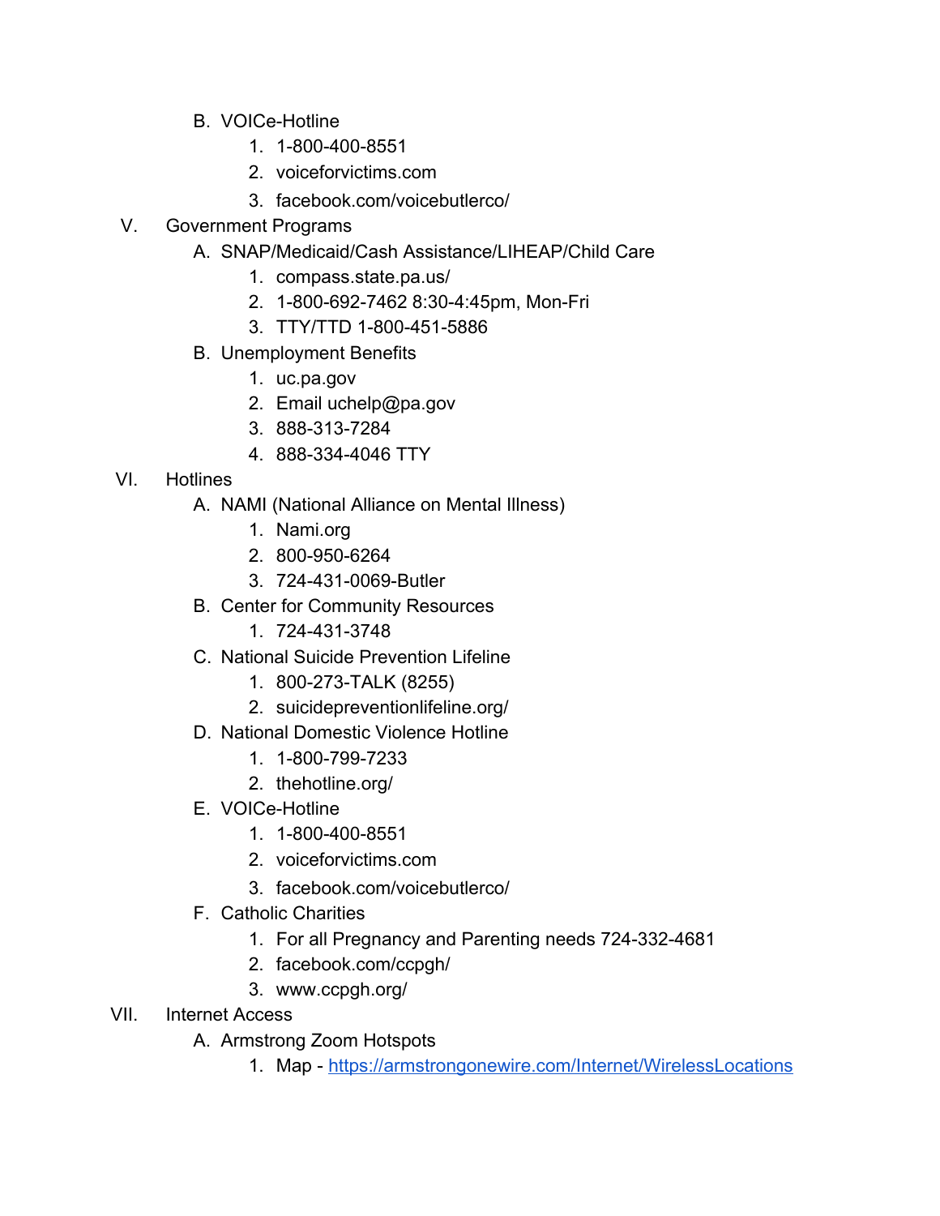B. VOICe-Hotline
   1. 1-800-400-8551
   2. voiceforvictims.com
   3. facebook.com/voicebutlerco/

V. Government Programs
   A. SNAP/Medicaid/Cash Assistance/LIHEAP/Child Care
      1. compass.state.pa.us/
      2. 1-800-692-7462 8:30-4:45pm, Mon-Fri
      3. TTY/TTD 1-800-451-5886
   B. Unemployment Benefits
      1. uc.pa.gov
      2. Email uchelp@pa.gov
      3. 888-313-7284
      4. 888-334-4046 TTY

VI. Hotlines
   A. NAMI (National Alliance on Mental Illness)
      1. Nami.org
      2. 800-950-6264
      3. 724-431-0069-Butler
   B. Center for Community Resources
      1. 724-431-3748
   C. National Suicide Prevention Lifeline
      1. 800-273-TALK (8255)
      2. suicidepreventionlifeline.org/
   D. National Domestic Violence Hotline
      1. 1-800-799-7233
      2. thehotline.org/
   E. VOICe-Hotline
      1. 1-800-400-8551
      2. voiceforvictims.com
      3. facebook.com/voicebutlerco/
   F. Catholic Charities
      1. For all Pregnancy and Parenting needs 724-332-4681
      2. facebook.com/ccpgh/
      3. www.ccpgh.org/

VII. Internet Access
   A. Armstrong Zoom Hotspots
      1. Map - [https://armstrongonewire.com/Internet/WirelessLocations](https://armstrongonewire.com/Internet/WirelessLocations)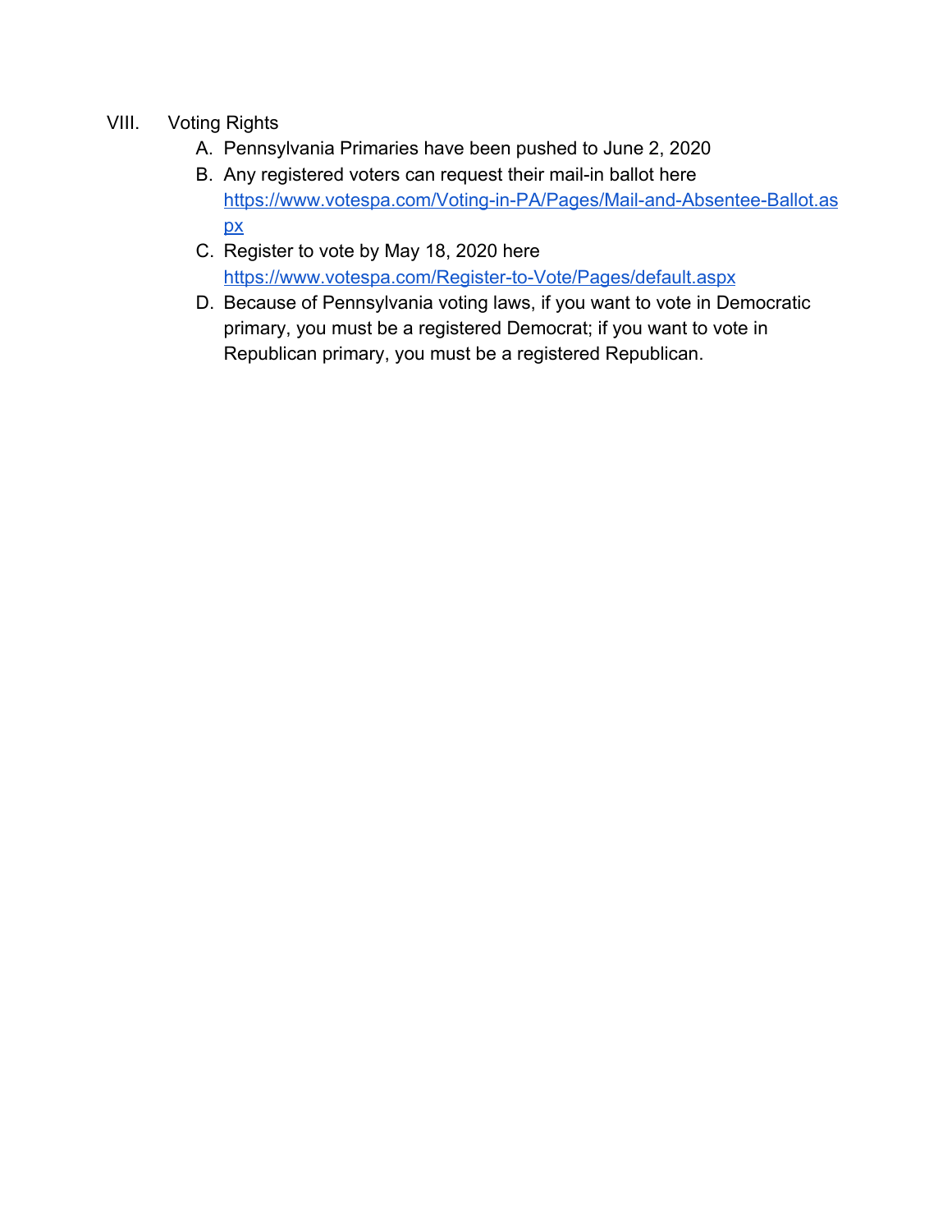VIII. Voting Rights

   A. Pennsylvania Primaries have been pushed to June 2, 2020
   B. Any registered voters can request their mail-in ballot here https://www.votespa.com/Voting-in-PA/Pages/Mail-and-Absentee-Ballot.aspx
   C. Register to vote by May 18, 2020 here https://www.votespa.com/Register-to-Vote/Pages/default.aspx
   D. Because of Pennsylvania voting laws, if you want to vote in Democratic primary, you must be a registered Democrat; if you want to vote in Republican primary, you must be a registered Republican.